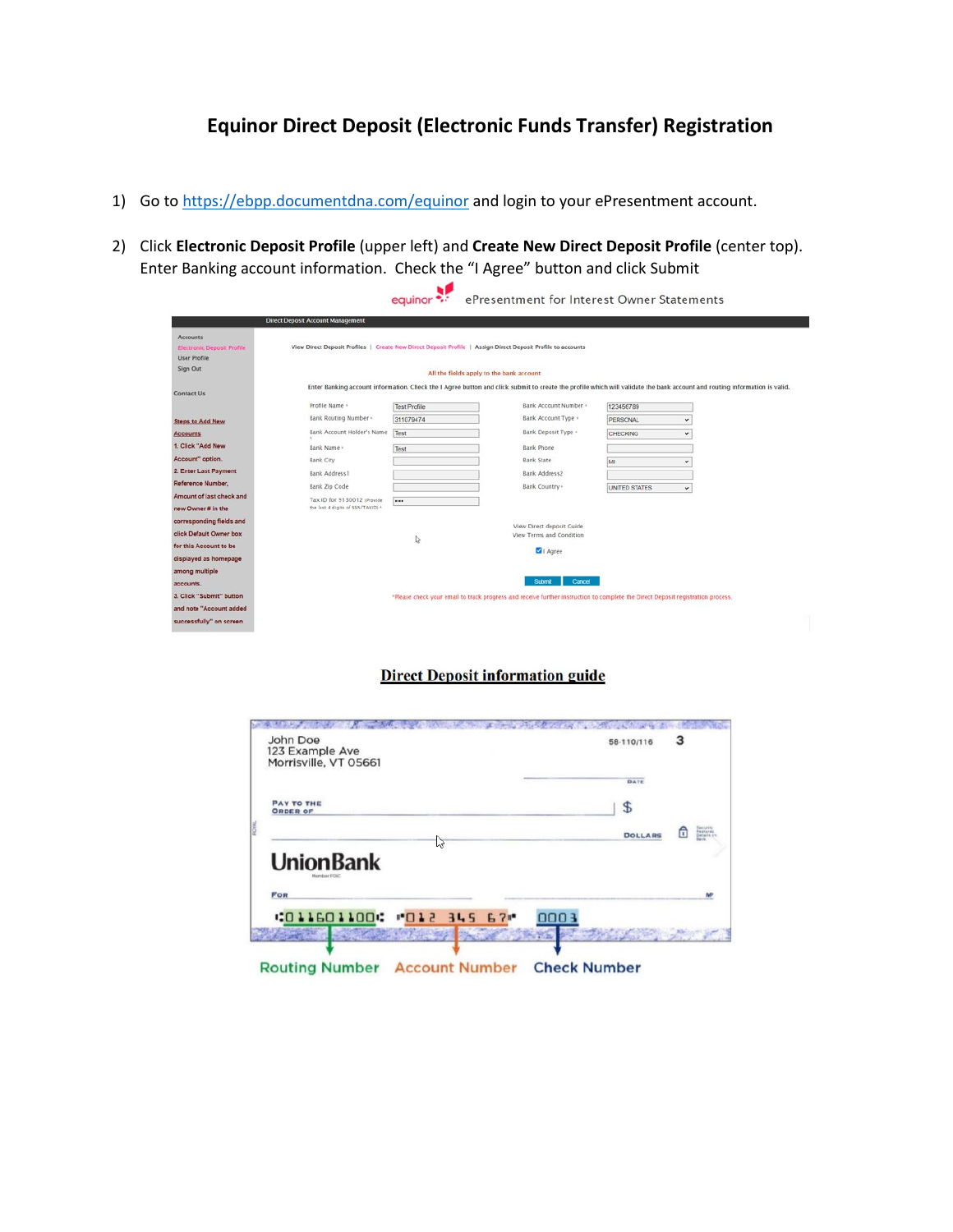# Equinor Direct Deposit (Electronic Funds Transfer) Registration

1) Go to [https://ebpp.documentdna.com/equinor](https://ebpp.documentdna.com/equinor) and login to your ePresentment account.

2) Click **Electronic Deposit Profile** (upper left) and **Create New Direct Deposit Profile** (center top). Enter Banking account information. Check the "I Agree" button and click Submit

## Direct Deposit information guide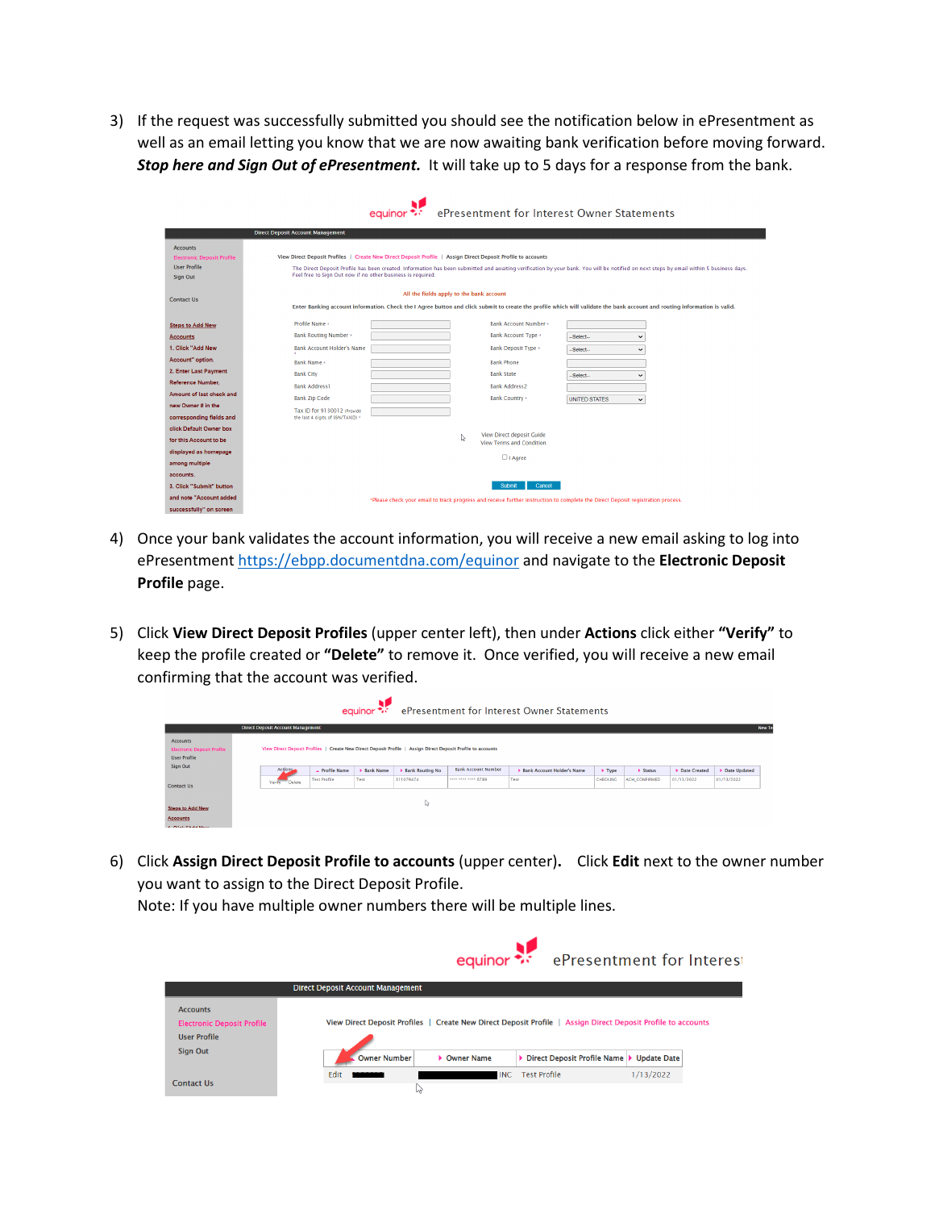3) If the request was successfully submitted you should see the notification below in ePresentment as well as an email letting you know that we are now awaiting bank verification before moving forward. ***Stop here and Sign Out of ePresentment.*** It will take up to 5 days for a response from the bank.

4) Once your bank validates the account information, you will receive a new email asking to log into ePresentment https://ebpp.documentdna.com/equinor and navigate to the **Electronic Deposit Profile** page.

5) Click **View Direct Deposit Profiles** (upper center left), then under **Actions** click either **"Verify"** to keep the profile created or **"Delete"** to remove it. Once verified, you will receive a new email confirming that the account was verified.

6) Click **Assign Direct Deposit Profile to accounts** (upper center). Click **Edit** next to the owner number you want to assign to the Direct Deposit Profile.
Note: If you have multiple owner numbers there will be multiple lines.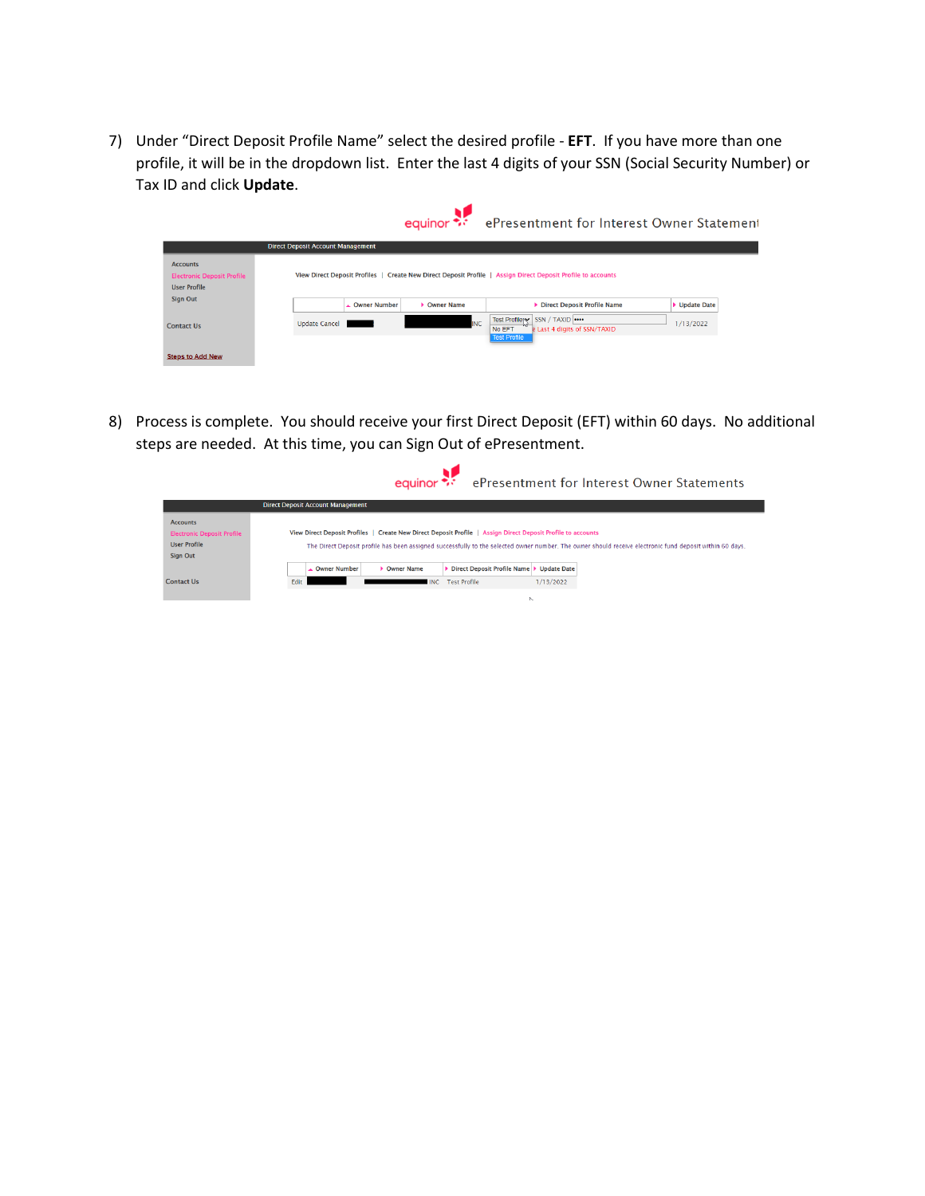7) Under "Direct Deposit Profile Name" select the desired profile - **EFT**. If you have more than one profile, it will be in the dropdown list. Enter the last 4 digits of your SSN (Social Security Number) or Tax ID and click **Update**.

equinor ePresentment for Interest Owner Statement

Direct Deposit Account Management

Accounts
Electronic Deposit Profile
User Profile
Sign Out

Contact Us

Steps to Add New

View Direct Deposit Profiles | Create New Direct Deposit Profile | Assign Direct Deposit Profile to accounts

| | Owner Number | Owner Name | Direct Deposit Profile Name | Update Date |
|---|---|---|---|---|
| Update Cancel | | INC | Test Profile / No EFT / Test Profile — SSN / TAXID •••• Last 4 digits of SSN/TAXID | 1/13/2022 |

8) Process is complete. You should receive your first Direct Deposit (EFT) within 60 days. No additional steps are needed. At this time, you can Sign Out of ePresentment.

equinor ePresentment for Interest Owner Statements

Direct Deposit Account Management

Accounts
Electronic Deposit Profile
User Profile
Sign Out

Contact Us

View Direct Deposit Profiles | Create New Direct Deposit Profile | Assign Direct Deposit Profile to accounts

The Direct Deposit profile has been assigned successfully to the selected owner number. The owner should receive electronic fund deposit within 60 days.

| | Owner Number | Owner Name | Direct Deposit Profile Name | Update Date |
|---|---|---|---|---|
| Edit | | INC | Test Profile | 1/13/2022 |